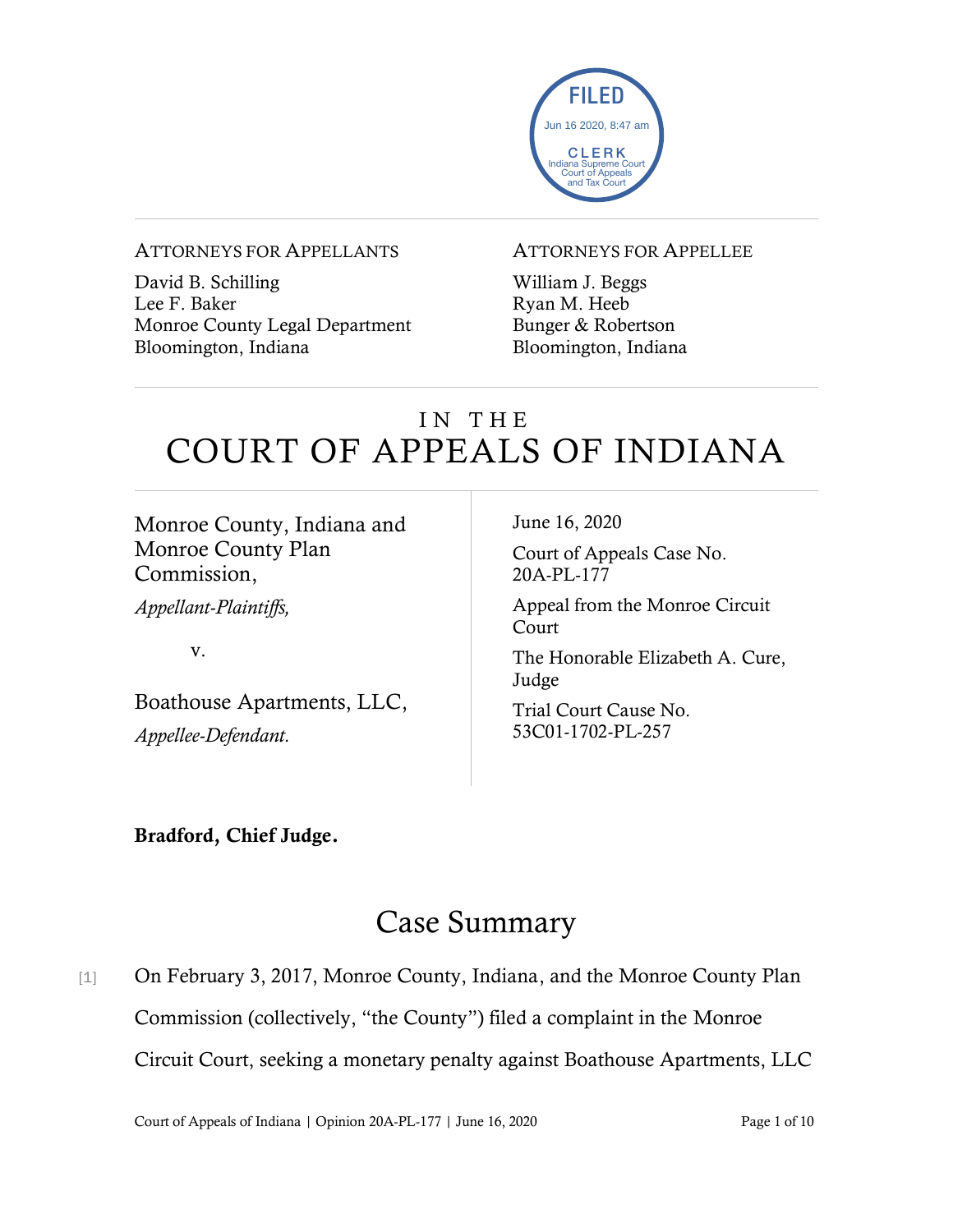FILED
Jun 16 2020, 8:47 am
CLERK
Indiana Supreme Court
Court of Appeals
and Tax Court

ATTORNEYS FOR APPELLANTS

David B. Schilling
Lee F. Baker
Monroe County Legal Department
Bloomington, Indiana

ATTORNEYS FOR APPELLEE

William J. Beggs
Ryan M. Heeb
Bunger & Robertson
Bloomington, Indiana

# IN THE COURT OF APPEALS OF INDIANA

Monroe County, Indiana and Monroe County Plan Commission,
*Appellant-Plaintiffs,*

v.

Boathouse Apartments, LLC,
*Appellee-Defendant.*

June 16, 2020

Court of Appeals Case No. 20A-PL-177

Appeal from the Monroe Circuit Court

The Honorable Elizabeth A. Cure, Judge

Trial Court Cause No. 53C01-1702-PL-257

**Bradford, Chief Judge.**

## Case Summary

[1] On February 3, 2017, Monroe County, Indiana, and the Monroe County Plan Commission (collectively, "the County") filed a complaint in the Monroe Circuit Court, seeking a monetary penalty against Boathouse Apartments, LLC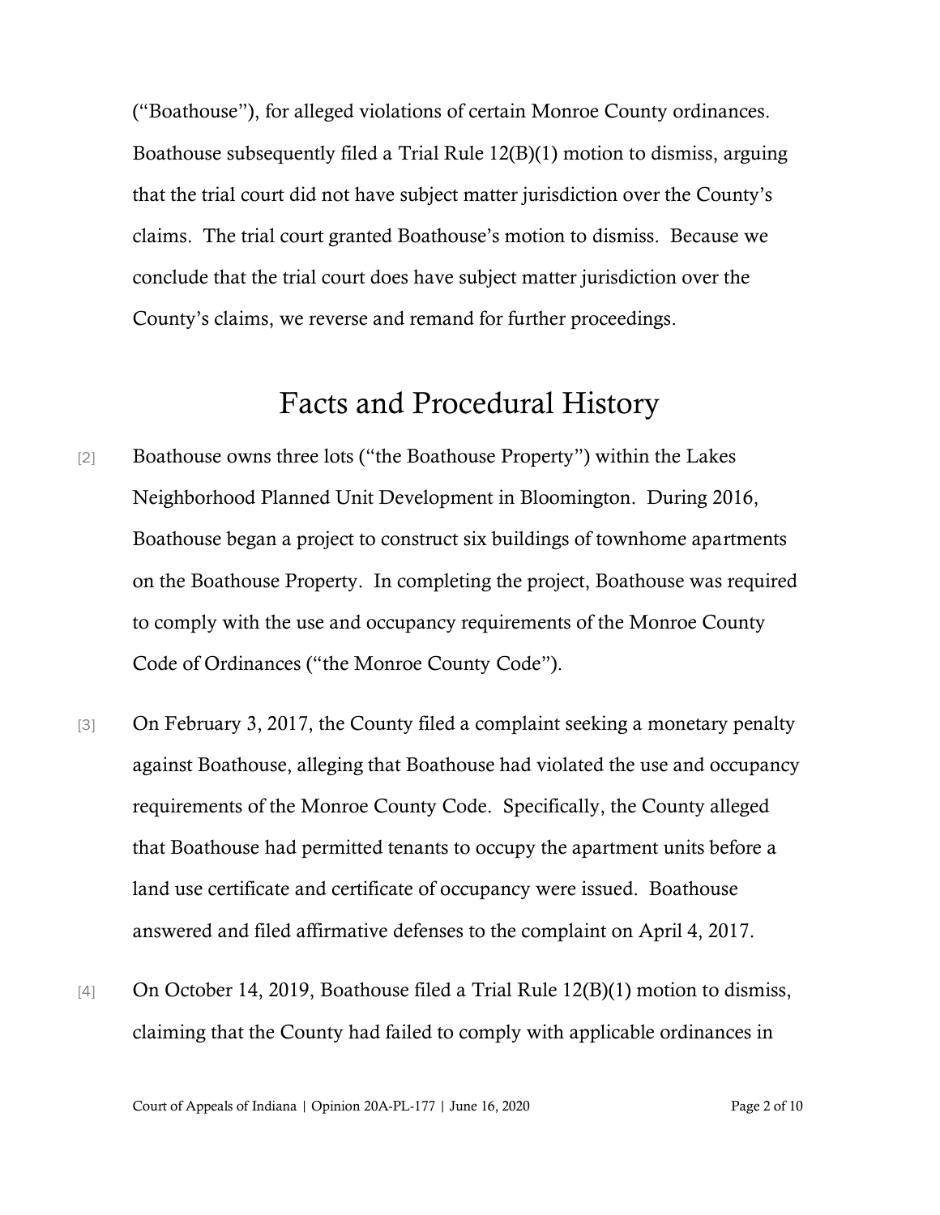("Boathouse"), for alleged violations of certain Monroe County ordinances. Boathouse subsequently filed a Trial Rule 12(B)(1) motion to dismiss, arguing that the trial court did not have subject matter jurisdiction over the County's claims. The trial court granted Boathouse's motion to dismiss. Because we conclude that the trial court does have subject matter jurisdiction over the County's claims, we reverse and remand for further proceedings.

# Facts and Procedural History

[2] Boathouse owns three lots ("the Boathouse Property") within the Lakes Neighborhood Planned Unit Development in Bloomington. During 2016, Boathouse began a project to construct six buildings of townhome apartments on the Boathouse Property. In completing the project, Boathouse was required to comply with the use and occupancy requirements of the Monroe County Code of Ordinances ("the Monroe County Code").

[3] On February 3, 2017, the County filed a complaint seeking a monetary penalty against Boathouse, alleging that Boathouse had violated the use and occupancy requirements of the Monroe County Code. Specifically, the County alleged that Boathouse had permitted tenants to occupy the apartment units before a land use certificate and certificate of occupancy were issued. Boathouse answered and filed affirmative defenses to the complaint on April 4, 2017.

[4] On October 14, 2019, Boathouse filed a Trial Rule 12(B)(1) motion to dismiss, claiming that the County had failed to comply with applicable ordinances in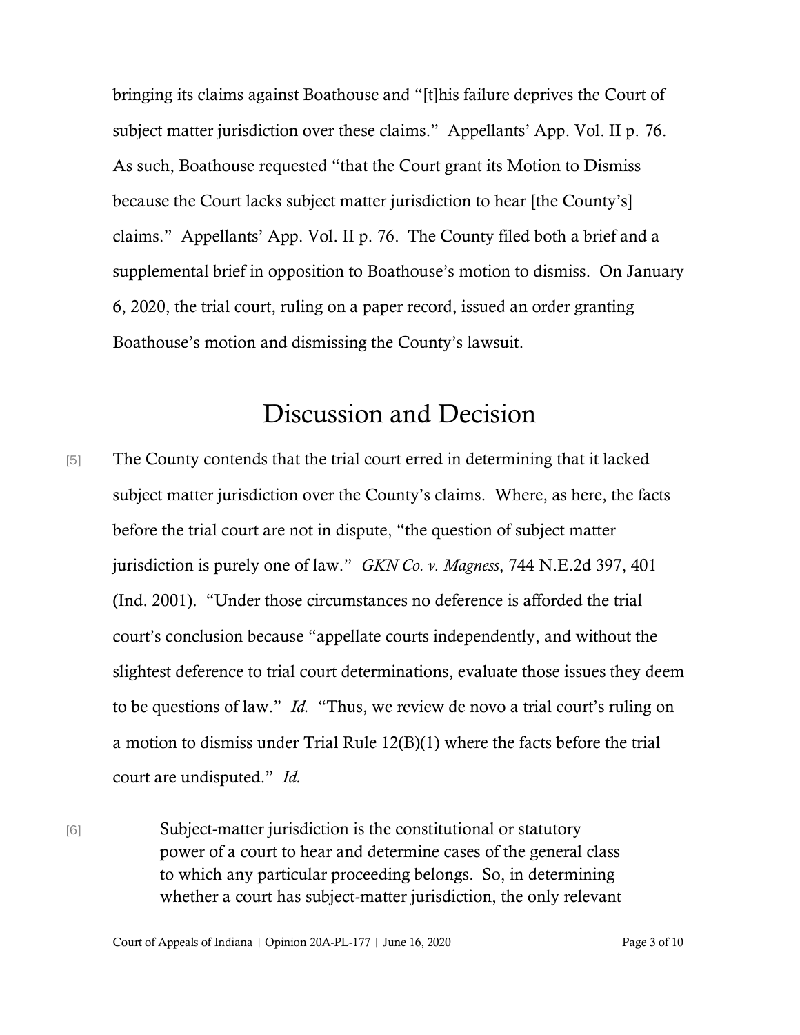bringing its claims against Boathouse and "[t]his failure deprives the Court of subject matter jurisdiction over these claims." Appellants' App. Vol. II p. 76. As such, Boathouse requested "that the Court grant its Motion to Dismiss because the Court lacks subject matter jurisdiction to hear [the County's] claims." Appellants' App. Vol. II p. 76. The County filed both a brief and a supplemental brief in opposition to Boathouse's motion to dismiss. On January 6, 2020, the trial court, ruling on a paper record, issued an order granting Boathouse's motion and dismissing the County's lawsuit.

# Discussion and Decision

[5] The County contends that the trial court erred in determining that it lacked subject matter jurisdiction over the County's claims. Where, as here, the facts before the trial court are not in dispute, "the question of subject matter jurisdiction is purely one of law." *GKN Co. v. Magness*, 744 N.E.2d 397, 401 (Ind. 2001). "Under those circumstances no deference is afforded the trial court's conclusion because "appellate courts independently, and without the slightest deference to trial court determinations, evaluate those issues they deem to be questions of law." *Id.* "Thus, we review de novo a trial court's ruling on a motion to dismiss under Trial Rule 12(B)(1) where the facts before the trial court are undisputed." *Id.*

[6]

> Subject-matter jurisdiction is the constitutional or statutory power of a court to hear and determine cases of the general class to which any particular proceeding belongs. So, in determining whether a court has subject-matter jurisdiction, the only relevant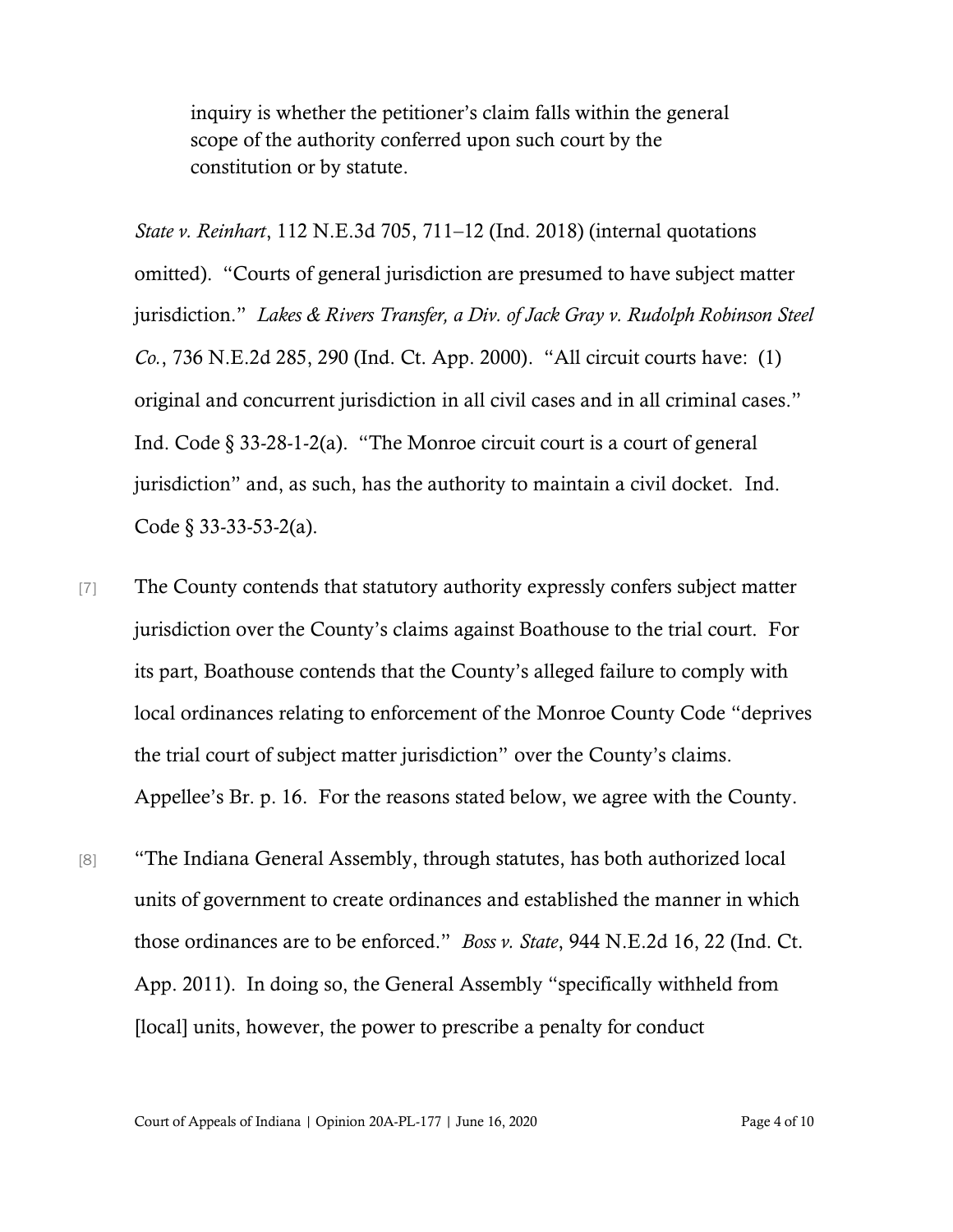> inquiry is whether the petitioner's claim falls within the general scope of the authority conferred upon such court by the constitution or by statute.

*State v. Reinhart*, 112 N.E.3d 705, 711–12 (Ind. 2018) (internal quotations omitted). "Courts of general jurisdiction are presumed to have subject matter jurisdiction." *Lakes & Rivers Transfer, a Div. of Jack Gray v. Rudolph Robinson Steel Co.*, 736 N.E.2d 285, 290 (Ind. Ct. App. 2000). "All circuit courts have: (1) original and concurrent jurisdiction in all civil cases and in all criminal cases." Ind. Code § 33-28-1-2(a). "The Monroe circuit court is a court of general jurisdiction" and, as such, has the authority to maintain a civil docket. Ind. Code § 33-33-53-2(a).

[7] The County contends that statutory authority expressly confers subject matter jurisdiction over the County's claims against Boathouse to the trial court. For its part, Boathouse contends that the County's alleged failure to comply with local ordinances relating to enforcement of the Monroe County Code "deprives the trial court of subject matter jurisdiction" over the County's claims. Appellee's Br. p. 16. For the reasons stated below, we agree with the County.

[8] "The Indiana General Assembly, through statutes, has both authorized local units of government to create ordinances and established the manner in which those ordinances are to be enforced." *Boss v. State*, 944 N.E.2d 16, 22 (Ind. Ct. App. 2011). In doing so, the General Assembly "specifically withheld from [local] units, however, the power to prescribe a penalty for conduct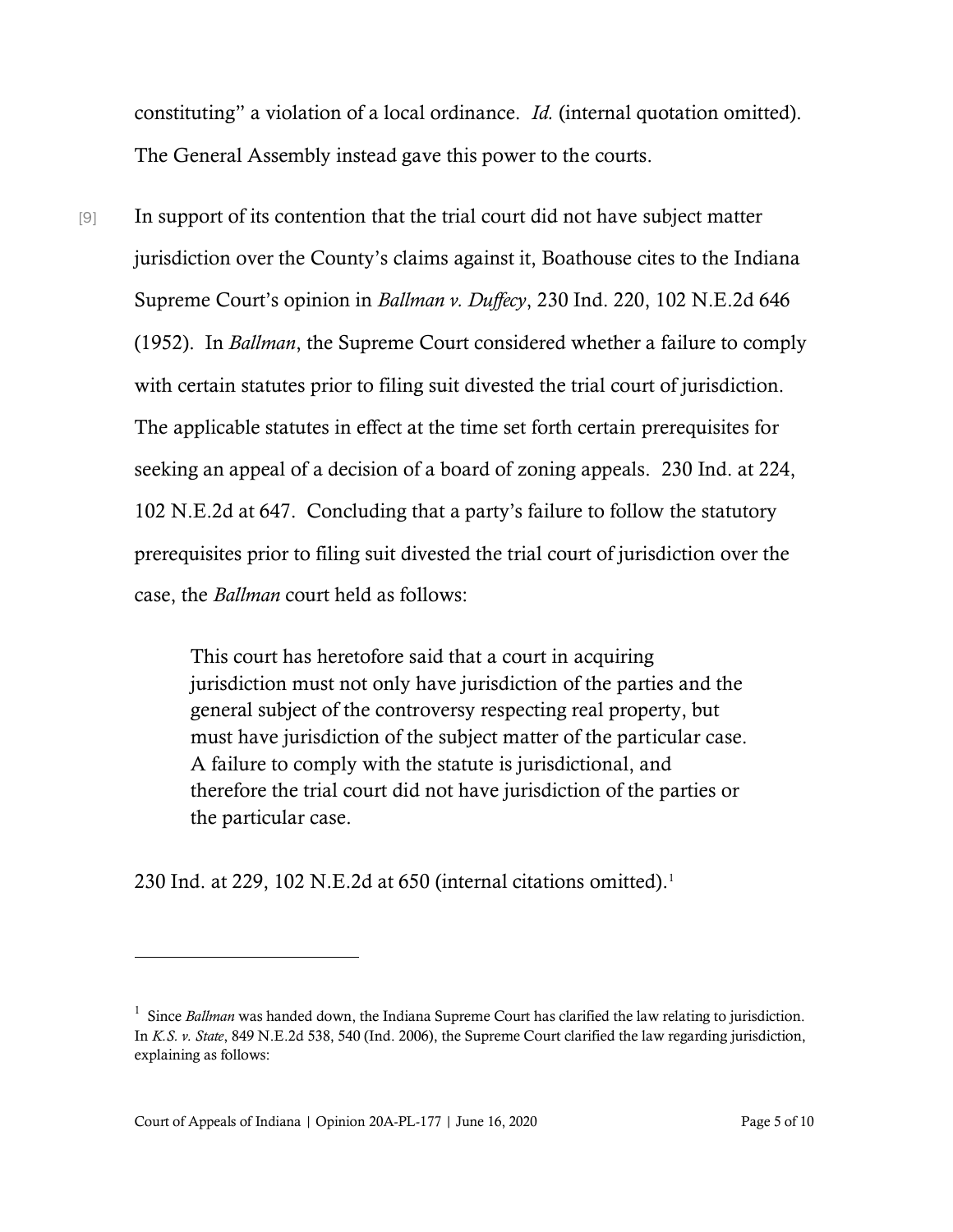constituting" a violation of a local ordinance. *Id.* (internal quotation omitted). The General Assembly instead gave this power to the courts.

[9] In support of its contention that the trial court did not have subject matter jurisdiction over the County's claims against it, Boathouse cites to the Indiana Supreme Court's opinion in *Ballman v. Duffecy*, 230 Ind. 220, 102 N.E.2d 646 (1952). In *Ballman*, the Supreme Court considered whether a failure to comply with certain statutes prior to filing suit divested the trial court of jurisdiction. The applicable statutes in effect at the time set forth certain prerequisites for seeking an appeal of a decision of a board of zoning appeals. 230 Ind. at 224, 102 N.E.2d at 647. Concluding that a party's failure to follow the statutory prerequisites prior to filing suit divested the trial court of jurisdiction over the case, the *Ballman* court held as follows:

> This court has heretofore said that a court in acquiring jurisdiction must not only have jurisdiction of the parties and the general subject of the controversy respecting real property, but must have jurisdiction of the subject matter of the particular case. A failure to comply with the statute is jurisdictional, and therefore the trial court did not have jurisdiction of the parties or the particular case.

230 Ind. at 229, 102 N.E.2d at 650 (internal citations omitted).[1]

---

[1] Since *Ballman* was handed down, the Indiana Supreme Court has clarified the law relating to jurisdiction. In *K.S. v. State*, 849 N.E.2d 538, 540 (Ind. 2006), the Supreme Court clarified the law regarding jurisdiction, explaining as follows: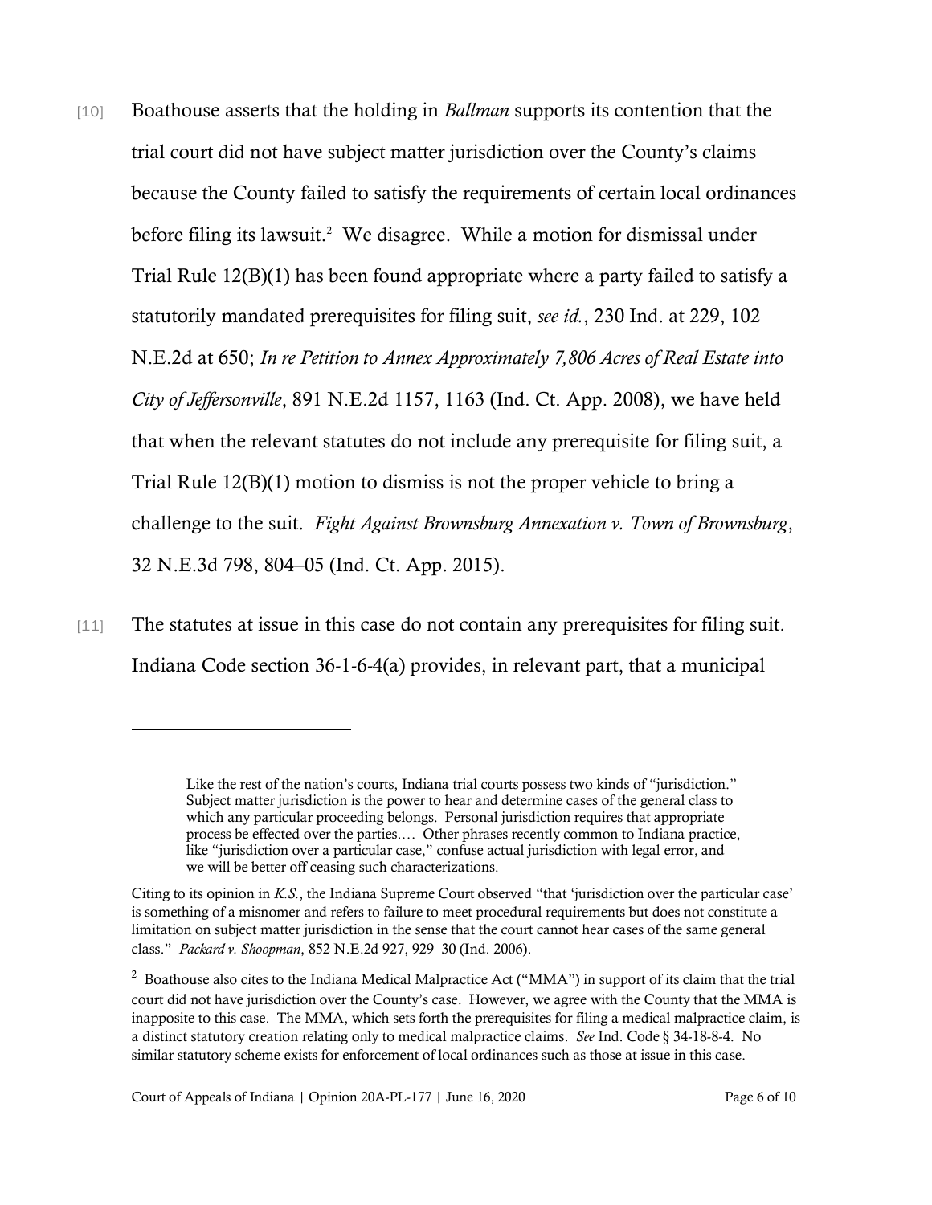[10] Boathouse asserts that the holding in *Ballman* supports its contention that the trial court did not have subject matter jurisdiction over the County's claims because the County failed to satisfy the requirements of certain local ordinances before filing its lawsuit.[2] We disagree. While a motion for dismissal under Trial Rule 12(B)(1) has been found appropriate where a party failed to satisfy a statutorily mandated prerequisites for filing suit, *see id.*, 230 Ind. at 229, 102 N.E.2d at 650; *In re Petition to Annex Approximately 7,806 Acres of Real Estate into City of Jeffersonville*, 891 N.E.2d 1157, 1163 (Ind. Ct. App. 2008), we have held that when the relevant statutes do not include any prerequisite for filing suit, a Trial Rule 12(B)(1) motion to dismiss is not the proper vehicle to bring a challenge to the suit. *Fight Against Brownsburg Annexation v. Town of Brownsburg*, 32 N.E.3d 798, 804–05 (Ind. Ct. App. 2015).

[11] The statutes at issue in this case do not contain any prerequisites for filing suit. Indiana Code section 36-1-6-4(a) provides, in relevant part, that a municipal

---

> Like the rest of the nation's courts, Indiana trial courts possess two kinds of "jurisdiction." Subject matter jurisdiction is the power to hear and determine cases of the general class to which any particular proceeding belongs. Personal jurisdiction requires that appropriate process be effected over the parties.… Other phrases recently common to Indiana practice, like "jurisdiction over a particular case," confuse actual jurisdiction with legal error, and we will be better off ceasing such characterizations.

Citing to its opinion in *K.S.*, the Indiana Supreme Court observed "that 'jurisdiction over the particular case' is something of a misnomer and refers to failure to meet procedural requirements but does not constitute a limitation on subject matter jurisdiction in the sense that the court cannot hear cases of the same general class." *Packard v. Shoopman*, 852 N.E.2d 927, 929–30 (Ind. 2006).

[2] Boathouse also cites to the Indiana Medical Malpractice Act ("MMA") in support of its claim that the trial court did not have jurisdiction over the County's case. However, we agree with the County that the MMA is inapposite to this case. The MMA, which sets forth the prerequisites for filing a medical malpractice claim, is a distinct statutory creation relating only to medical malpractice claims. *See* Ind. Code § 34-18-8-4. No similar statutory scheme exists for enforcement of local ordinances such as those at issue in this case.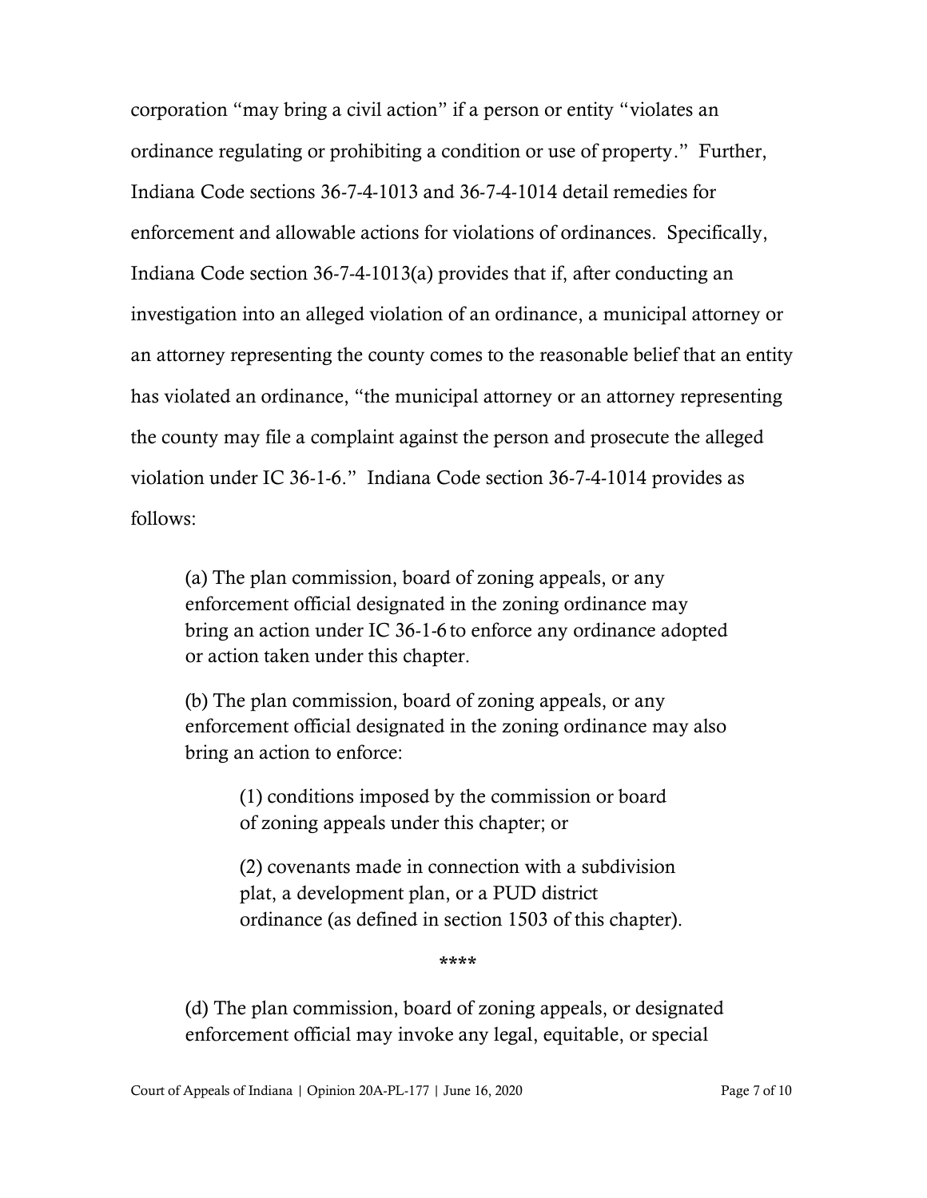corporation "may bring a civil action" if a person or entity "violates an ordinance regulating or prohibiting a condition or use of property." Further, Indiana Code sections 36-7-4-1013 and 36-7-4-1014 detail remedies for enforcement and allowable actions for violations of ordinances. Specifically, Indiana Code section 36-7-4-1013(a) provides that if, after conducting an investigation into an alleged violation of an ordinance, a municipal attorney or an attorney representing the county comes to the reasonable belief that an entity has violated an ordinance, "the municipal attorney or an attorney representing the county may file a complaint against the person and prosecute the alleged violation under IC 36-1-6." Indiana Code section 36-7-4-1014 provides as follows:

> (a) The plan commission, board of zoning appeals, or any enforcement official designated in the zoning ordinance may bring an action under IC 36-1-6 to enforce any ordinance adopted or action taken under this chapter.
>
> (b) The plan commission, board of zoning appeals, or any enforcement official designated in the zoning ordinance may also bring an action to enforce:
>
> > (1) conditions imposed by the commission or board of zoning appeals under this chapter; or
> >
> > (2) covenants made in connection with a subdivision plat, a development plan, or a PUD district ordinance (as defined in section 1503 of this chapter).
>
> \*\*\*\*
>
> (d) The plan commission, board of zoning appeals, or designated enforcement official may invoke any legal, equitable, or special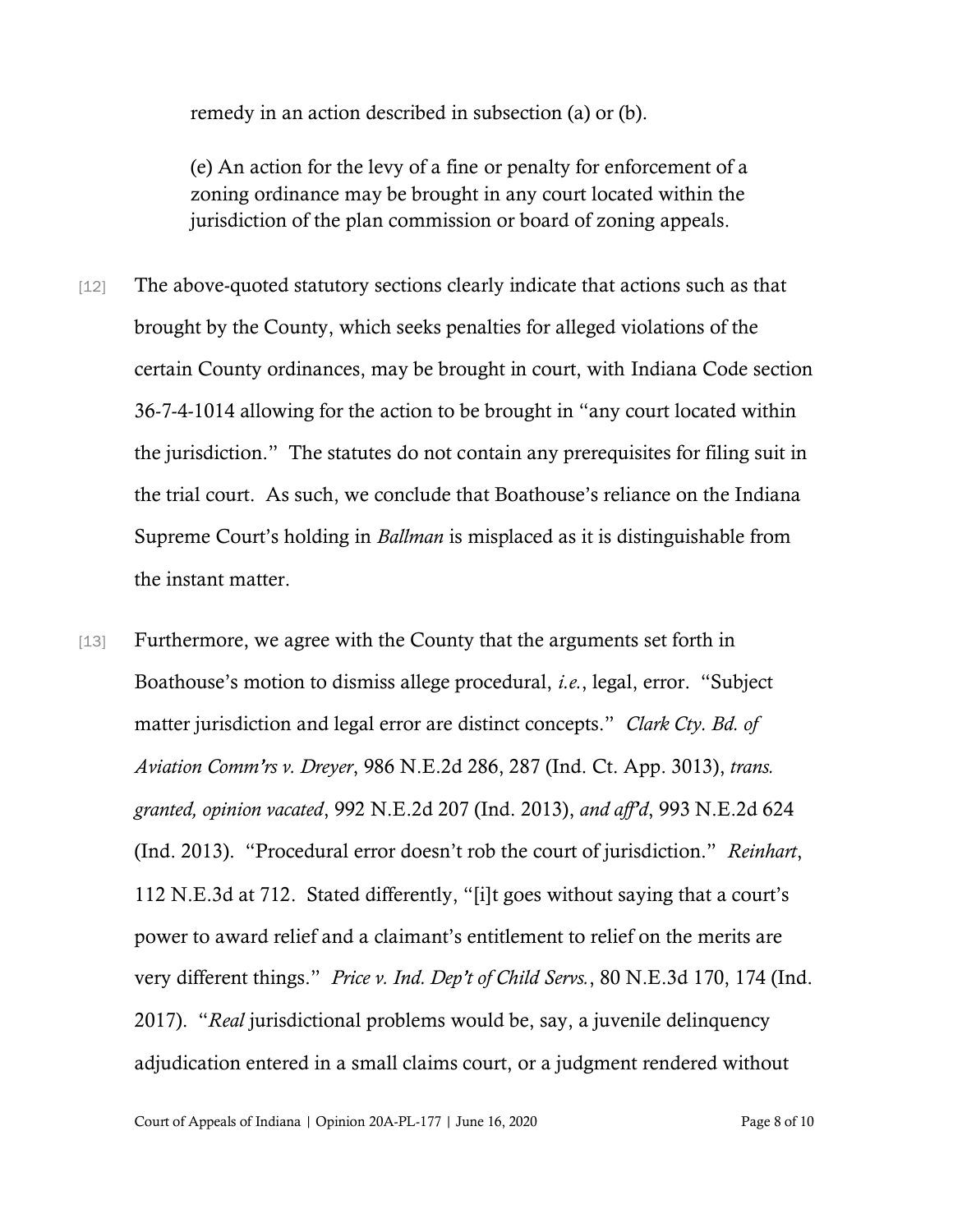remedy in an action described in subsection (a) or (b).

> (e) An action for the levy of a fine or penalty for enforcement of a zoning ordinance may be brought in any court located within the jurisdiction of the plan commission or board of zoning appeals.

[12] The above-quoted statutory sections clearly indicate that actions such as that brought by the County, which seeks penalties for alleged violations of the certain County ordinances, may be brought in court, with Indiana Code section 36-7-4-1014 allowing for the action to be brought in "any court located within the jurisdiction." The statutes do not contain any prerequisites for filing suit in the trial court. As such, we conclude that Boathouse's reliance on the Indiana Supreme Court's holding in *Ballman* is misplaced as it is distinguishable from the instant matter.

[13] Furthermore, we agree with the County that the arguments set forth in Boathouse's motion to dismiss allege procedural, *i.e.*, legal, error. "Subject matter jurisdiction and legal error are distinct concepts." *Clark Cty. Bd. of Aviation Comm'rs v. Dreyer*, 986 N.E.2d 286, 287 (Ind. Ct. App. 3013), *trans. granted, opinion vacated*, 992 N.E.2d 207 (Ind. 2013), *and aff'd*, 993 N.E.2d 624 (Ind. 2013). "Procedural error doesn't rob the court of jurisdiction." *Reinhart*, 112 N.E.3d at 712. Stated differently, "[i]t goes without saying that a court's power to award relief and a claimant's entitlement to relief on the merits are very different things." *Price v. Ind. Dep't of Child Servs.*, 80 N.E.3d 170, 174 (Ind. 2017). "*Real* jurisdictional problems would be, say, a juvenile delinquency adjudication entered in a small claims court, or a judgment rendered without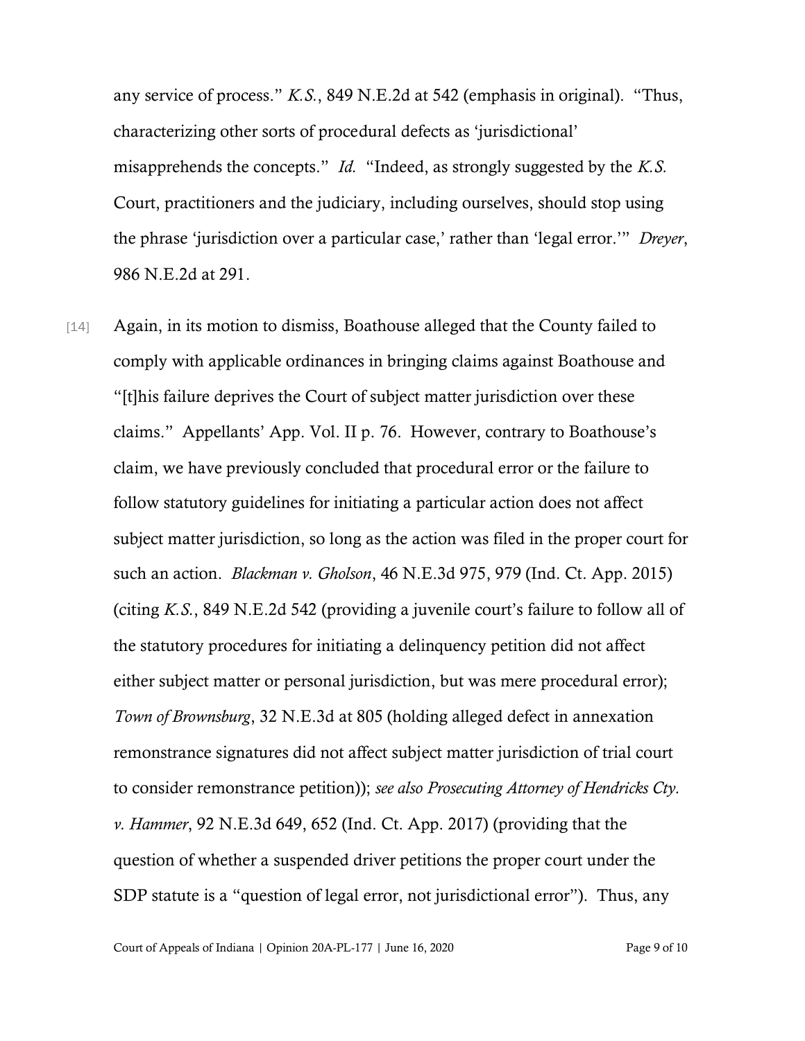any service of process." *K.S.*, 849 N.E.2d at 542 (emphasis in original). "Thus, characterizing other sorts of procedural defects as 'jurisdictional' misapprehends the concepts." *Id.* "Indeed, as strongly suggested by the *K.S.* Court, practitioners and the judiciary, including ourselves, should stop using the phrase 'jurisdiction over a particular case,' rather than 'legal error.'" *Dreyer*, 986 N.E.2d at 291.

[14] Again, in its motion to dismiss, Boathouse alleged that the County failed to comply with applicable ordinances in bringing claims against Boathouse and "[t]his failure deprives the Court of subject matter jurisdiction over these claims." Appellants' App. Vol. II p. 76. However, contrary to Boathouse's claim, we have previously concluded that procedural error or the failure to follow statutory guidelines for initiating a particular action does not affect subject matter jurisdiction, so long as the action was filed in the proper court for such an action. *Blackman v. Gholson*, 46 N.E.3d 975, 979 (Ind. Ct. App. 2015) (citing *K.S.*, 849 N.E.2d 542 (providing a juvenile court's failure to follow all of the statutory procedures for initiating a delinquency petition did not affect either subject matter or personal jurisdiction, but was mere procedural error); *Town of Brownsburg*, 32 N.E.3d at 805 (holding alleged defect in annexation remonstrance signatures did not affect subject matter jurisdiction of trial court to consider remonstrance petition)); *see also Prosecuting Attorney of Hendricks Cty. v. Hammer*, 92 N.E.3d 649, 652 (Ind. Ct. App. 2017) (providing that the question of whether a suspended driver petitions the proper court under the SDP statute is a "question of legal error, not jurisdictional error"). Thus, any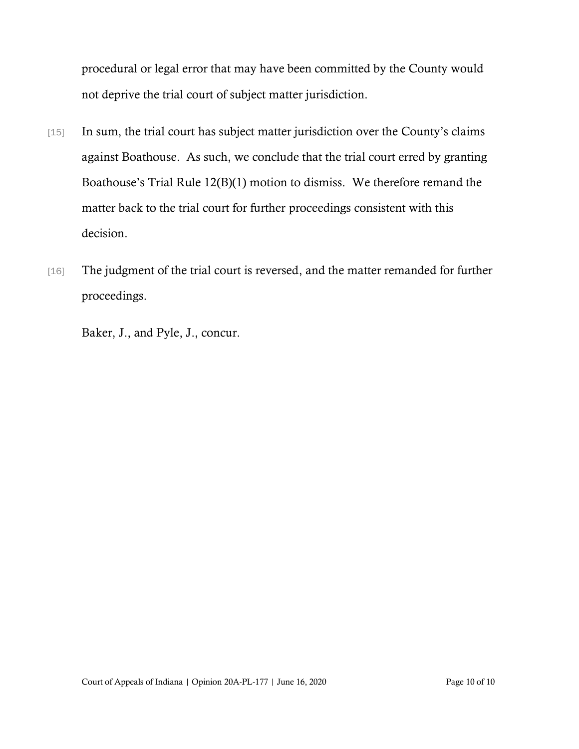procedural or legal error that may have been committed by the County would not deprive the trial court of subject matter jurisdiction.

[15] In sum, the trial court has subject matter jurisdiction over the County's claims against Boathouse. As such, we conclude that the trial court erred by granting Boathouse's Trial Rule 12(B)(1) motion to dismiss. We therefore remand the matter back to the trial court for further proceedings consistent with this decision.

[16] The judgment of the trial court is reversed, and the matter remanded for further proceedings.

Baker, J., and Pyle, J., concur.